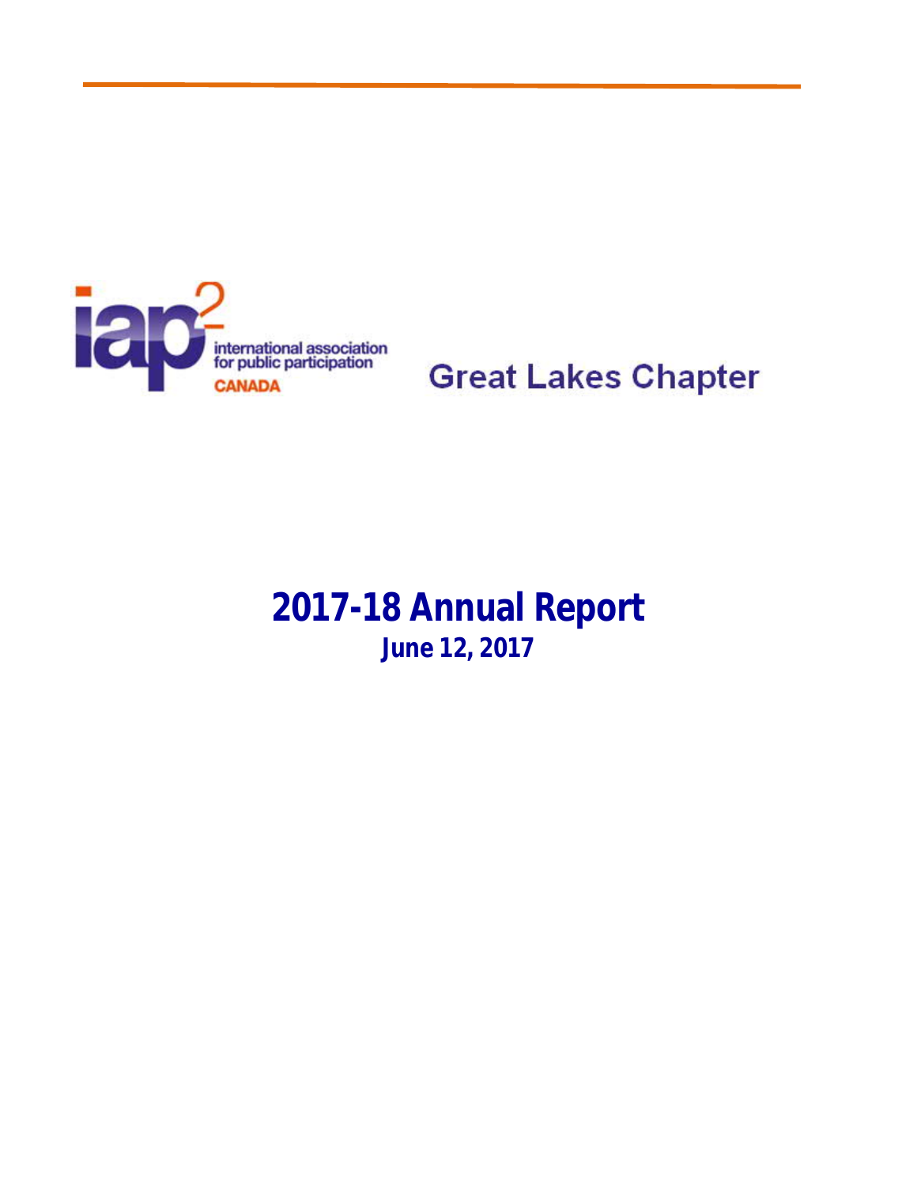iap2 international association for public participation CANADA

Great Lakes Chapter

# 2017-18 Annual Report

**June 12, 2017**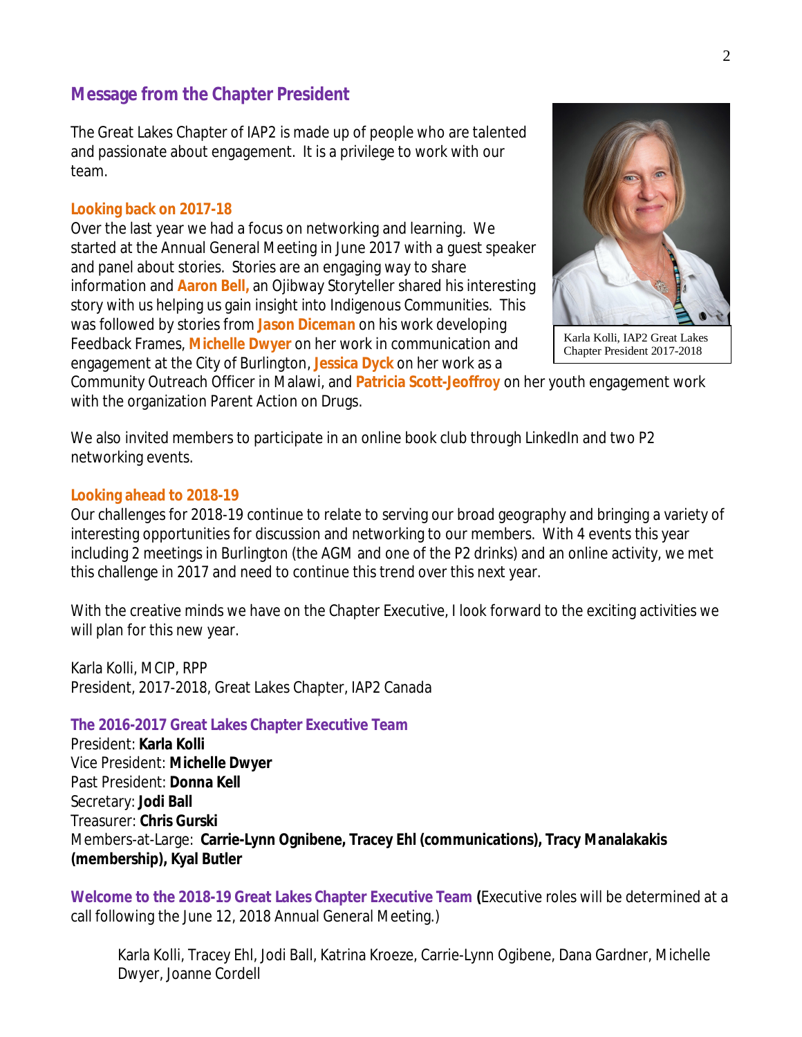## Message from the Chapter President

The Great Lakes Chapter of IAP2 is made up of people who are talented and passionate about engagement. It is a privilege to work with our team.

### Looking back on 2017-18

Over the last year we had a focus on networking and learning. We started at the Annual General Meeting in June 2017 with a guest speaker and panel about stories. Stories are an engaging way to share information and **Aaron Bell,** an Ojibway Storyteller shared his interesting story with us helping us gain insight into Indigenous Communities. This was followed by stories from **Jason Diceman** on his work developing Feedback Frames, **Michelle Dwyer** on her work in communication and engagement at the City of Burlington, **Jessica Dyck** on her work as a Community Outreach Officer in Malawi, and **Patricia Scott-Jeoffroy** on her youth engagement work with the organization Parent Action on Drugs.

Karla Kolli, IAP2 Great Lakes Chapter President 2017-2018

We also invited members to participate in an online book club through LinkedIn and two P2 networking events.

### Looking ahead to 2018-19

Our challenges for 2018-19 continue to relate to serving our broad geography and bringing a variety of interesting opportunities for discussion and networking to our members. With 4 events this year including 2 meetings in Burlington (the AGM and one of the P2 drinks) and an online activity, we met this challenge in 2017 and need to continue this trend over this next year.

With the creative minds we have on the Chapter Executive, I look forward to the exciting activities we will plan for this new year.

Karla Kolli, MCIP, RPP
President, 2017-2018, Great Lakes Chapter, IAP2 Canada

### The 2016-2017 Great Lakes Chapter Executive Team

President: **Karla Kolli**
Vice President: **Michelle Dwyer**
Past President: **Donna Kell**
Secretary: **Jodi Ball**
Treasurer: **Chris Gurski**
Members-at-Large: **Carrie-Lynn Ognibene, Tracey Ehl (communications), Tracy Manalakakis (membership), Kyal Butler**

**Welcome to the 2018-19 Great Lakes Chapter Executive Team (**Executive roles will be determined at a call following the June 12, 2018 Annual General Meeting.)

Karla Kolli, Tracey Ehl, Jodi Ball, Katrina Kroeze, Carrie-Lynn Ogibene, Dana Gardner, Michelle Dwyer, Joanne Cordell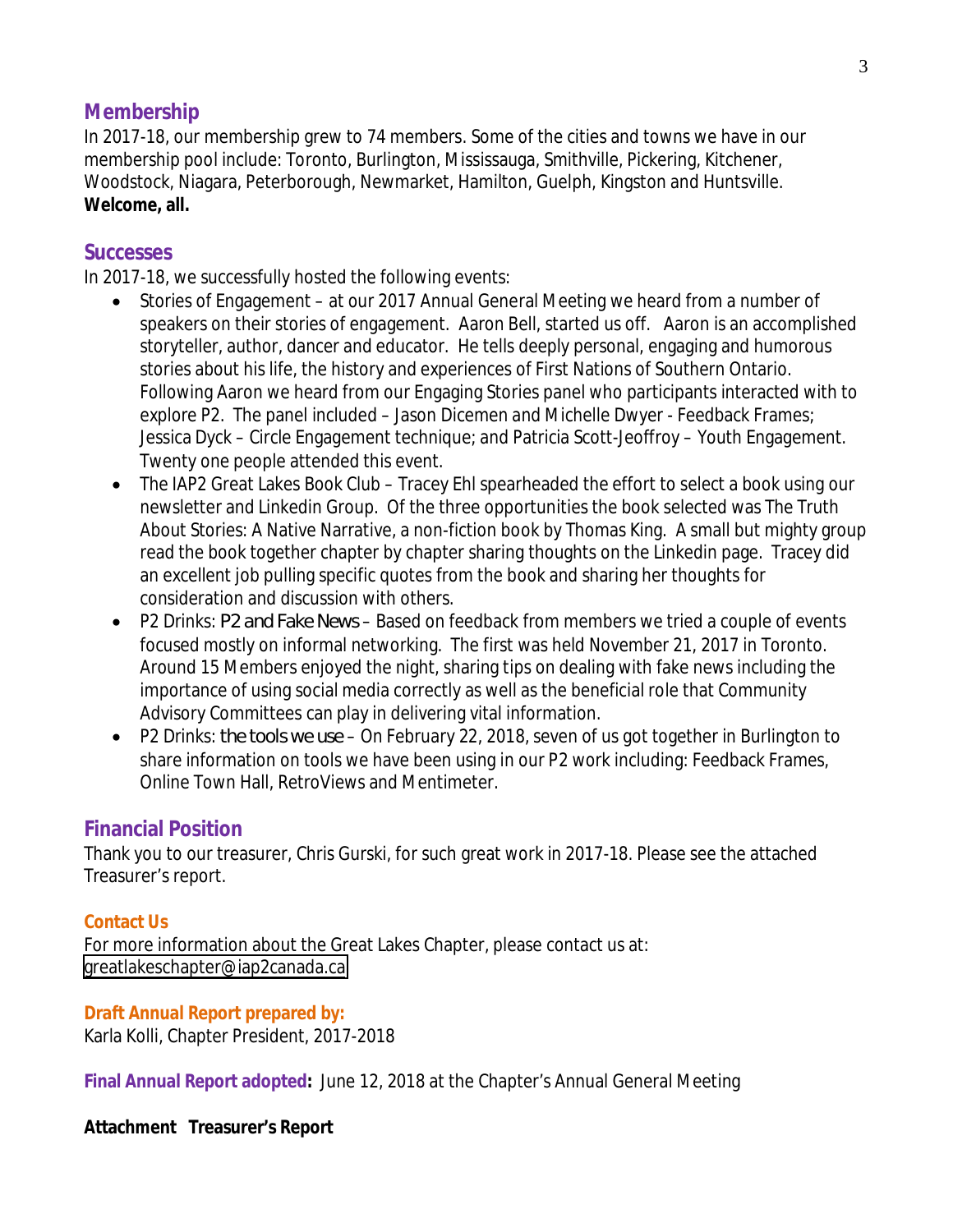## Membership

In 2017-18, our membership grew to 74 members. Some of the cities and towns we have in our membership pool include: Toronto, Burlington, Mississauga, Smithville, Pickering, Kitchener, Woodstock, Niagara, Peterborough, Newmarket, Hamilton, Guelph, Kingston and Huntsville.
**Welcome, all.**

## Successes

In 2017-18, we successfully hosted the following events:

- Stories of Engagement – at our 2017 Annual General Meeting we heard from a number of speakers on their stories of engagement. Aaron Bell, started us off. Aaron is an accomplished storyteller, author, dancer and educator. He tells deeply personal, engaging and humorous stories about his life, the history and experiences of First Nations of Southern Ontario. Following Aaron we heard from our Engaging Stories panel who participants interacted with to explore P2. The panel included – Jason Dicemen and Michelle Dwyer - Feedback Frames; Jessica Dyck – Circle Engagement technique; and Patricia Scott-Jeoffroy – Youth Engagement. Twenty one people attended this event.
- The IAP2 Great Lakes Book Club – Tracey Ehl spearheaded the effort to select a book using our newsletter and Linkedin Group. Of the three opportunities the book selected was The Truth About Stories: A Native Narrative, a non-fiction book by Thomas King. A small but mighty group read the book together chapter by chapter sharing thoughts on the Linkedin page. Tracey did an excellent job pulling specific quotes from the book and sharing her thoughts for consideration and discussion with others.
- P2 Drinks: *P2 and Fake News* – Based on feedback from members we tried a couple of events focused mostly on informal networking. The first was held November 21, 2017 in Toronto. Around 15 Members enjoyed the night, sharing tips on dealing with fake news including the importance of using social media correctly as well as the beneficial role that Community Advisory Committees can play in delivering vital information.
- P2 Drinks: *the tools we use* – On February 22, 2018, seven of us got together in Burlington to share information on tools we have been using in our P2 work including: Feedback Frames, Online Town Hall, RetroViews and Mentimeter.

## Financial Position

Thank you to our treasurer, Chris Gurski, for such great work in 2017-18. Please see the attached Treasurer's report.

### Contact Us

For more information about the Great Lakes Chapter, please contact us at:
greatlakeschapter@iap2canada.ca

**Draft Annual Report prepared by:**
Karla Kolli, Chapter President, 2017-2018

**Final Annual Report adopted:** June 12, 2018 at the Chapter's Annual General Meeting

**Attachment Treasurer's Report**